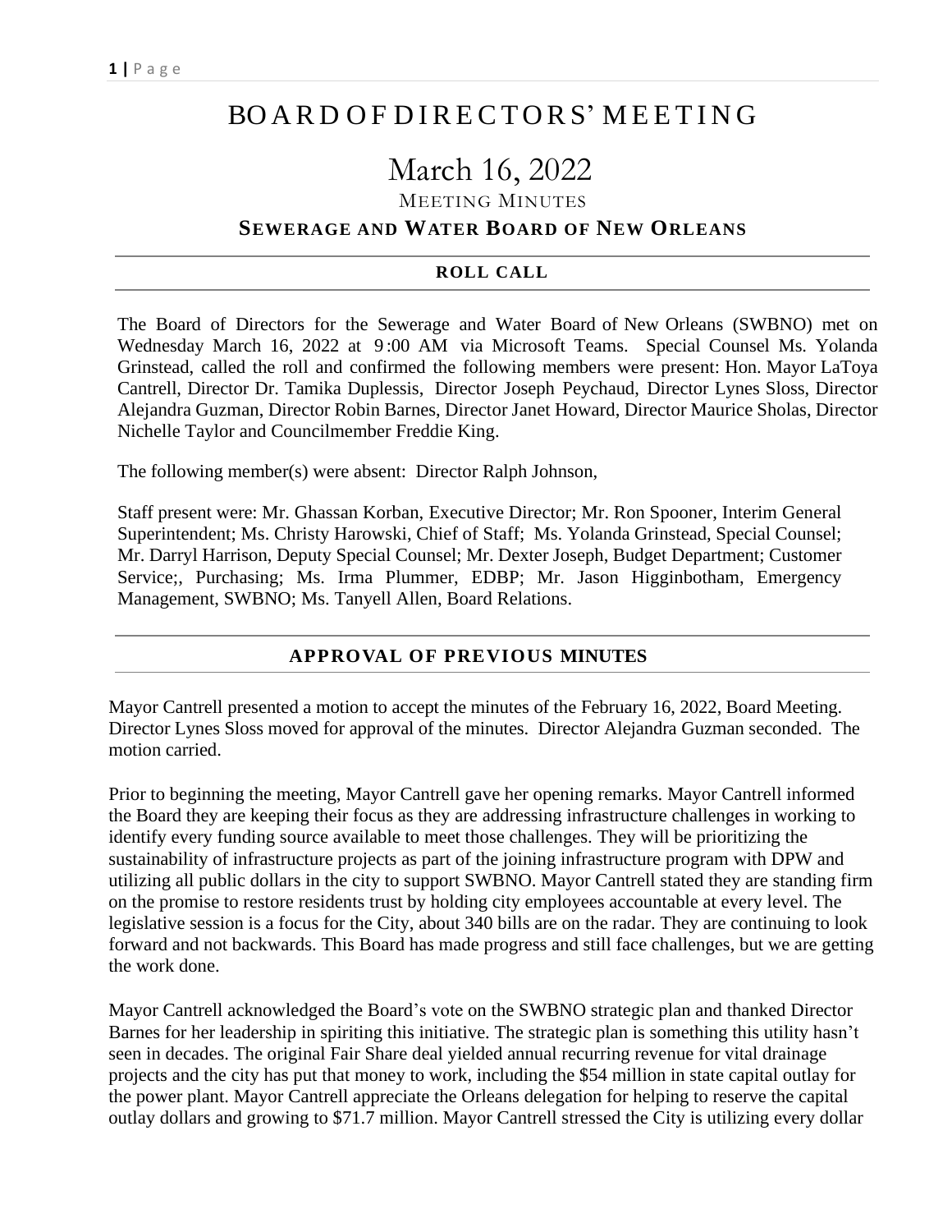# BOARD OF DIRECTORS' MEETING

# March 16, 2022

MEETING MINUTES

## SEWERAGE AND WATER BOARD OF NEW ORLEANS

### ROLL CALL

The Board of Directors for the Sewerage and Water Board of New Orleans (SWBNO) met on Wednesday March 16, 2022 at 9:00 AM via Microsoft Teams. Special Counsel Ms. Yolanda Grinstead, called the roll and confirmed the following members were present: Hon. Mayor LaToya Cantrell, Director Dr. Tamika Duplessis, Director Joseph Peychaud, Director Lynes Sloss, Director Alejandra Guzman, Director Robin Barnes, Director Janet Howard, Director Maurice Sholas, Director Nichelle Taylor and Councilmember Freddie King.

The following member(s) were absent: Director Ralph Johnson,

Staff present were: Mr. Ghassan Korban, Executive Director; Mr. Ron Spooner, Interim General Superintendent; Ms. Christy Harowski, Chief of Staff; Ms. Yolanda Grinstead, Special Counsel; Mr. Darryl Harrison, Deputy Special Counsel; Mr. Dexter Joseph, Budget Department; Customer Service;, Purchasing; Ms. Irma Plummer, EDBP; Mr. Jason Higginbotham, Emergency Management, SWBNO; Ms. Tanyell Allen, Board Relations.

### APPROVAL OF PREVIOUS MINUTES

Mayor Cantrell presented a motion to accept the minutes of the February 16, 2022, Board Meeting. Director Lynes Sloss moved for approval of the minutes. Director Alejandra Guzman seconded. The motion carried.

Prior to beginning the meeting, Mayor Cantrell gave her opening remarks. Mayor Cantrell informed the Board they are keeping their focus as they are addressing infrastructure challenges in working to identify every funding source available to meet those challenges. They will be prioritizing the sustainability of infrastructure projects as part of the joining infrastructure program with DPW and utilizing all public dollars in the city to support SWBNO. Mayor Cantrell stated they are standing firm on the promise to restore residents trust by holding city employees accountable at every level. The legislative session is a focus for the City, about 340 bills are on the radar. They are continuing to look forward and not backwards. This Board has made progress and still face challenges, but we are getting the work done.

Mayor Cantrell acknowledged the Board's vote on the SWBNO strategic plan and thanked Director Barnes for her leadership in spiriting this initiative. The strategic plan is something this utility hasn't seen in decades. The original Fair Share deal yielded annual recurring revenue for vital drainage projects and the city has put that money to work, including the $54 million in state capital outlay for the power plant. Mayor Cantrell appreciate the Orleans delegation for helping to reserve the capital outlay dollars and growing to $71.7 million. Mayor Cantrell stressed the City is utilizing every dollar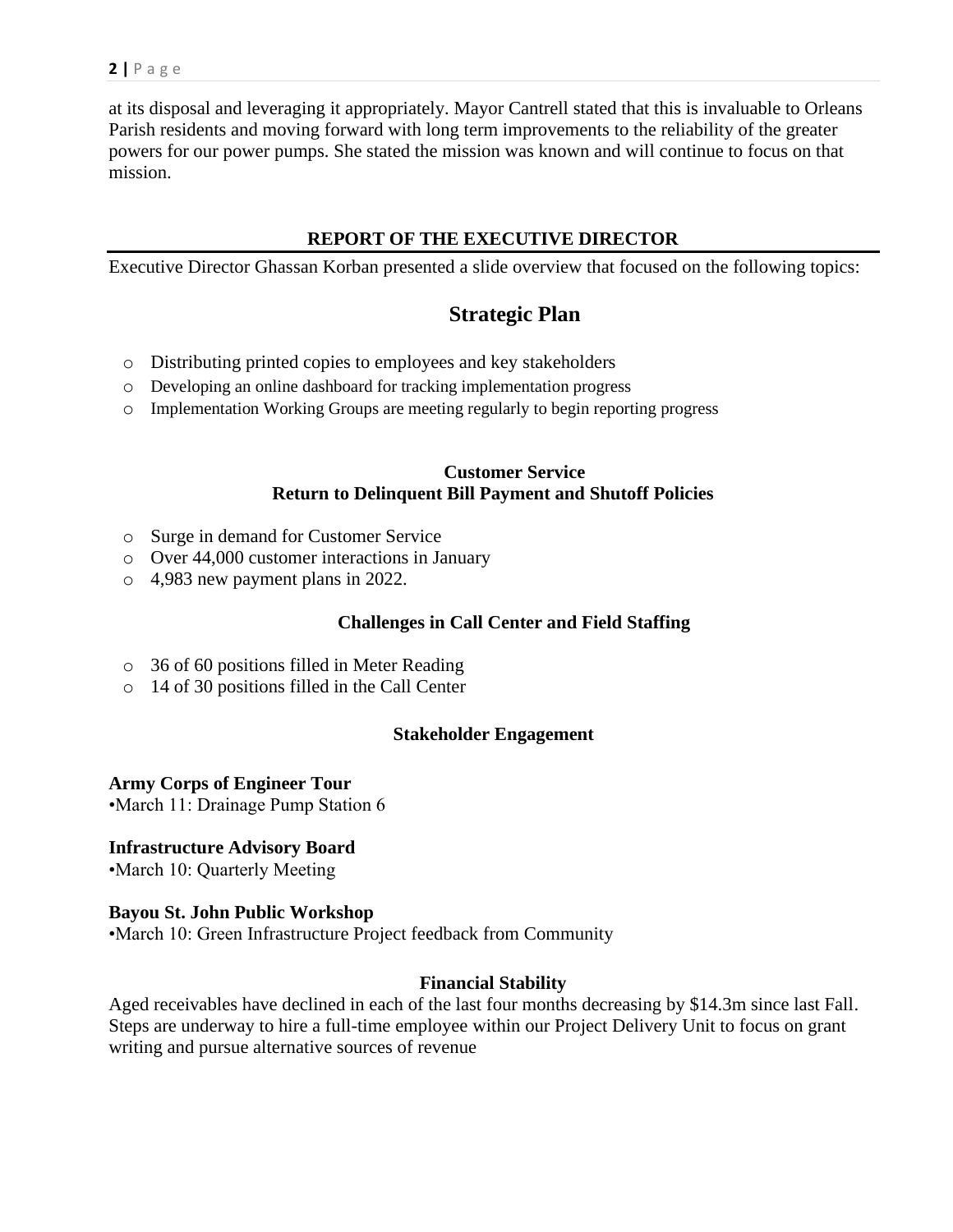at its disposal and leveraging it appropriately. Mayor Cantrell stated that this is invaluable to Orleans Parish residents and moving forward with long term improvements to the reliability of the greater powers for our power pumps. She stated the mission was known and will continue to focus on that mission.

## REPORT OF THE EXECUTIVE DIRECTOR

Executive Director Ghassan Korban presented a slide overview that focused on the following topics:

## Strategic Plan

- Distributing printed copies to employees and key stakeholders
- Developing an online dashboard for tracking implementation progress
- Implementation Working Groups are meeting regularly to begin reporting progress

### Customer Service
### Return to Delinquent Bill Payment and Shutoff Policies

- Surge in demand for Customer Service
- Over 44,000 customer interactions in January
- 4,983 new payment plans in 2022.

### Challenges in Call Center and Field Staffing

- 36 of 60 positions filled in Meter Reading
- 14 of 30 positions filled in the Call Center

### Stakeholder Engagement

**Army Corps of Engineer Tour**
•March 11: Drainage Pump Station 6

**Infrastructure Advisory Board**
•March 10: Quarterly Meeting

**Bayou St. John Public Workshop**
•March 10: Green Infrastructure Project feedback from Community

### Financial Stability

Aged receivables have declined in each of the last four months decreasing by $14.3m since last Fall. Steps are underway to hire a full-time employee within our Project Delivery Unit to focus on grant writing and pursue alternative sources of revenue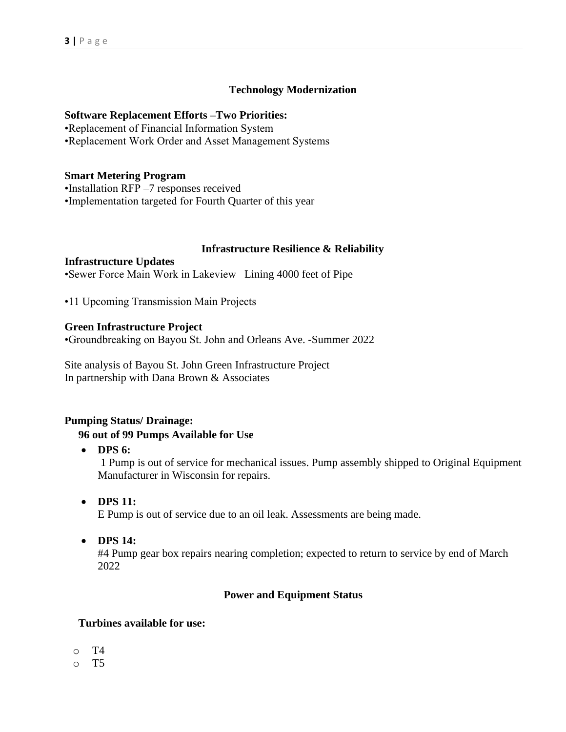## Technology Modernization

**Software Replacement Efforts –Two Priorities:**

•Replacement of Financial Information System
•Replacement Work Order and Asset Management Systems

**Smart Metering Program**

•Installation RFP –7 responses received
•Implementation targeted for Fourth Quarter of this year

## Infrastructure Resilience & Reliability

**Infrastructure Updates**

•Sewer Force Main Work in Lakeview –Lining 4000 feet of Pipe

•11 Upcoming Transmission Main Projects

**Green Infrastructure Project**

•Groundbreaking on Bayou St. John and Orleans Ave. -Summer 2022

Site analysis of Bayou St. John Green Infrastructure Project
In partnership with Dana Brown & Associates

**Pumping Status/ Drainage:**

**96 out of 99 Pumps Available for Use**

- **DPS 6:**
  1 Pump is out of service for mechanical issues. Pump assembly shipped to Original Equipment Manufacturer in Wisconsin for repairs.

- **DPS 11:**
  E Pump is out of service due to an oil leak. Assessments are being made.

- **DPS 14:**
  #4 Pump gear box repairs nearing completion; expected to return to service by end of March 2022

## Power and Equipment Status

**Turbines available for use:**

- T4
- T5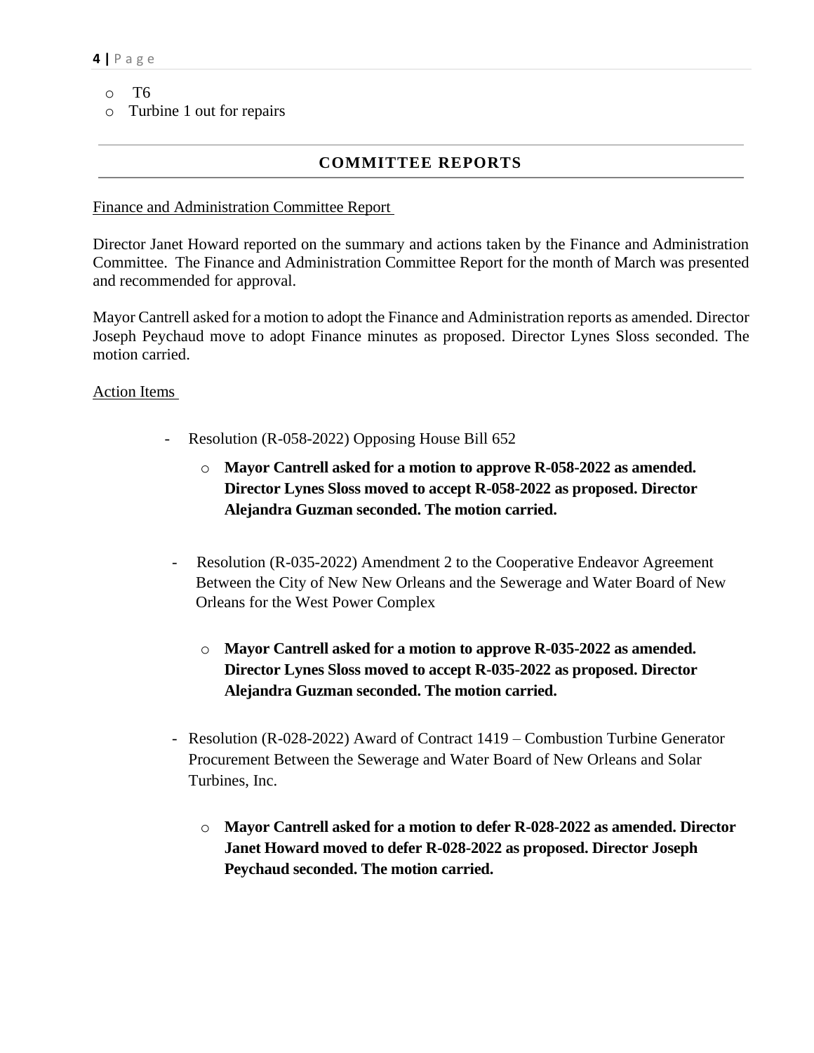- T6
- Turbine 1 out for repairs

---

## COMMITTEE REPORTS

---

Finance and Administration Committee Report

Director Janet Howard reported on the summary and actions taken by the Finance and Administration Committee. The Finance and Administration Committee Report for the month of March was presented and recommended for approval.

Mayor Cantrell asked for a motion to adopt the Finance and Administration reports as amended. Director Joseph Peychaud move to adopt Finance minutes as proposed. Director Lynes Sloss seconded. The motion carried.

Action Items

- Resolution (R-058-2022) Opposing House Bill 652
  - **Mayor Cantrell asked for a motion to approve R-058-2022 as amended. Director Lynes Sloss moved to accept R-058-2022 as proposed. Director Alejandra Guzman seconded. The motion carried.**

- Resolution (R-035-2022) Amendment 2 to the Cooperative Endeavor Agreement Between the City of New New Orleans and the Sewerage and Water Board of New Orleans for the West Power Complex
  - **Mayor Cantrell asked for a motion to approve R-035-2022 as amended. Director Lynes Sloss moved to accept R-035-2022 as proposed. Director Alejandra Guzman seconded. The motion carried.**

- Resolution (R-028-2022) Award of Contract 1419 – Combustion Turbine Generator Procurement Between the Sewerage and Water Board of New Orleans and Solar Turbines, Inc.
  - **Mayor Cantrell asked for a motion to defer R-028-2022 as amended. Director Janet Howard moved to defer R-028-2022 as proposed. Director Joseph Peychaud seconded. The motion carried.**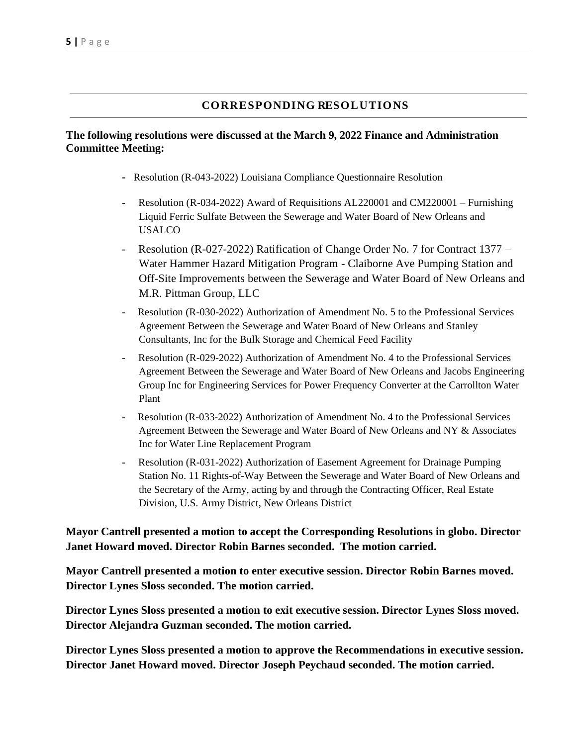## CORRESPONDING RESOLUTIONS

**The following resolutions were discussed at the March 9, 2022 Finance and Administration Committee Meeting:**

- Resolution (R-043-2022) Louisiana Compliance Questionnaire Resolution
- Resolution (R-034-2022) Award of Requisitions AL220001 and CM220001 – Furnishing Liquid Ferric Sulfate Between the Sewerage and Water Board of New Orleans and USALCO
- Resolution (R-027-2022) Ratification of Change Order No. 7 for Contract 1377 – Water Hammer Hazard Mitigation Program - Claiborne Ave Pumping Station and Off-Site Improvements between the Sewerage and Water Board of New Orleans and M.R. Pittman Group, LLC
- Resolution (R-030-2022) Authorization of Amendment No. 5 to the Professional Services Agreement Between the Sewerage and Water Board of New Orleans and Stanley Consultants, Inc for the Bulk Storage and Chemical Feed Facility
- Resolution (R-029-2022) Authorization of Amendment No. 4 to the Professional Services Agreement Between the Sewerage and Water Board of New Orleans and Jacobs Engineering Group Inc for Engineering Services for Power Frequency Converter at the Carrollton Water Plant
- Resolution (R-033-2022) Authorization of Amendment No. 4 to the Professional Services Agreement Between the Sewerage and Water Board of New Orleans and NY & Associates Inc for Water Line Replacement Program
- Resolution (R-031-2022) Authorization of Easement Agreement for Drainage Pumping Station No. 11 Rights-of-Way Between the Sewerage and Water Board of New Orleans and the Secretary of the Army, acting by and through the Contracting Officer, Real Estate Division, U.S. Army District, New Orleans District

**Mayor Cantrell presented a motion to accept the Corresponding Resolutions in globo. Director Janet Howard moved. Director Robin Barnes seconded. The motion carried.**

**Mayor Cantrell presented a motion to enter executive session. Director Robin Barnes moved. Director Lynes Sloss seconded. The motion carried.**

**Director Lynes Sloss presented a motion to exit executive session. Director Lynes Sloss moved. Director Alejandra Guzman seconded. The motion carried.**

**Director Lynes Sloss presented a motion to approve the Recommendations in executive session. Director Janet Howard moved. Director Joseph Peychaud seconded. The motion carried.**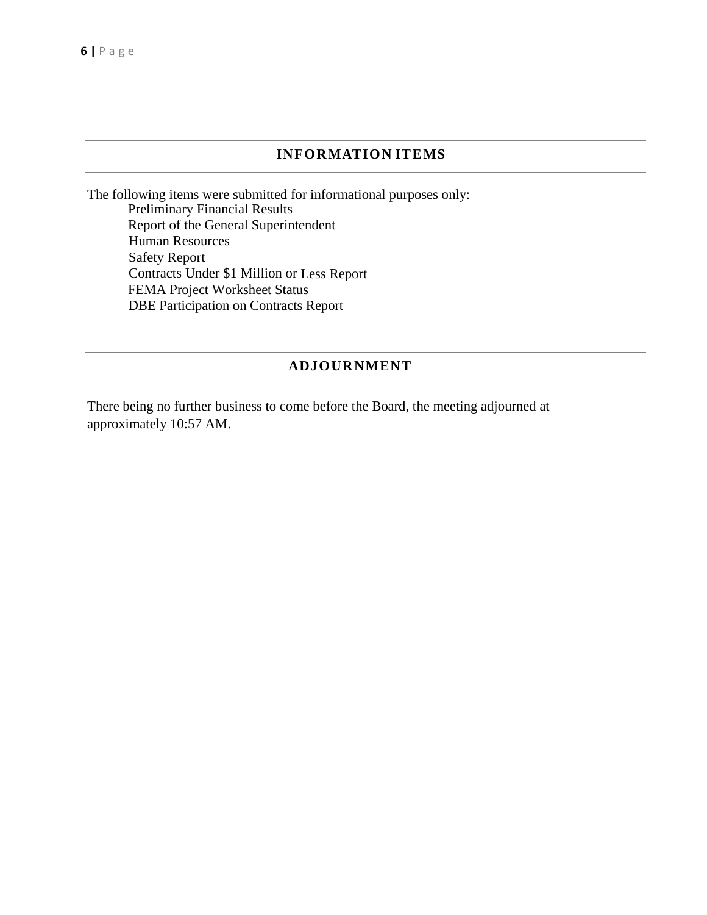## INFORMATION ITEMS

The following items were submitted for informational purposes only:

- Preliminary Financial Results
- Report of the General Superintendent
- Human Resources
- Safety Report
- Contracts Under $1 Million or Less Report
- FEMA Project Worksheet Status
- DBE Participation on Contracts Report

## ADJOURNMENT

There being no further business to come before the Board, the meeting adjourned at approximately 10:57 AM.